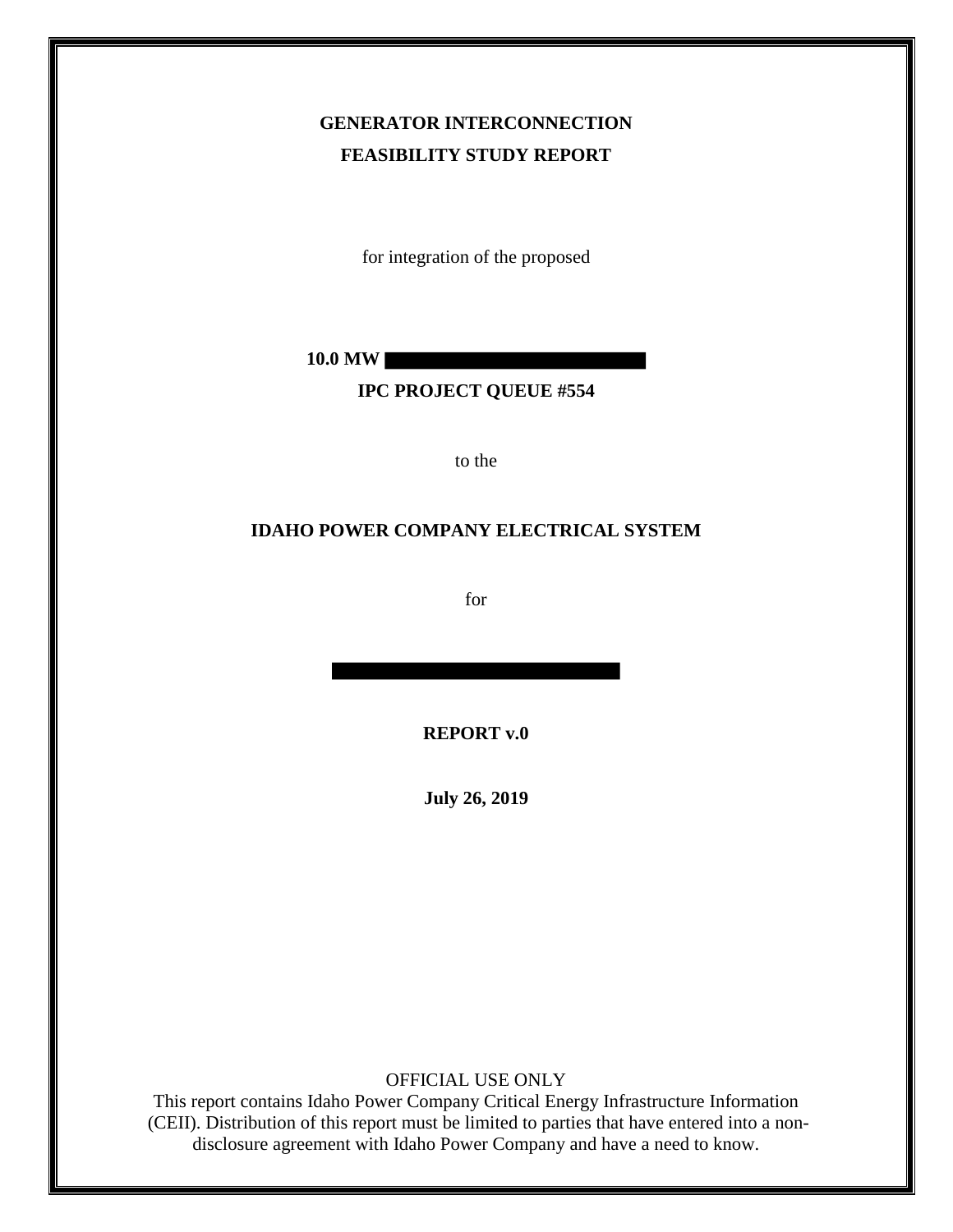**GENERATOR INTERCONNECTION**

**FEASIBILITY STUDY REPORT**

for integration of the proposed

**10.0 MW**

**IPC PROJECT QUEUE #554**

to the

**IDAHO POWER COMPANY ELECTRICAL SYSTEM**

for

**REPORT v.0**

**July 26, 2019**

OFFICIAL USE ONLY

This report contains Idaho Power Company Critical Energy Infrastructure Information (CEII). Distribution of this report must be limited to parties that have entered into a non-disclosure agreement with Idaho Power Company and have a need to know.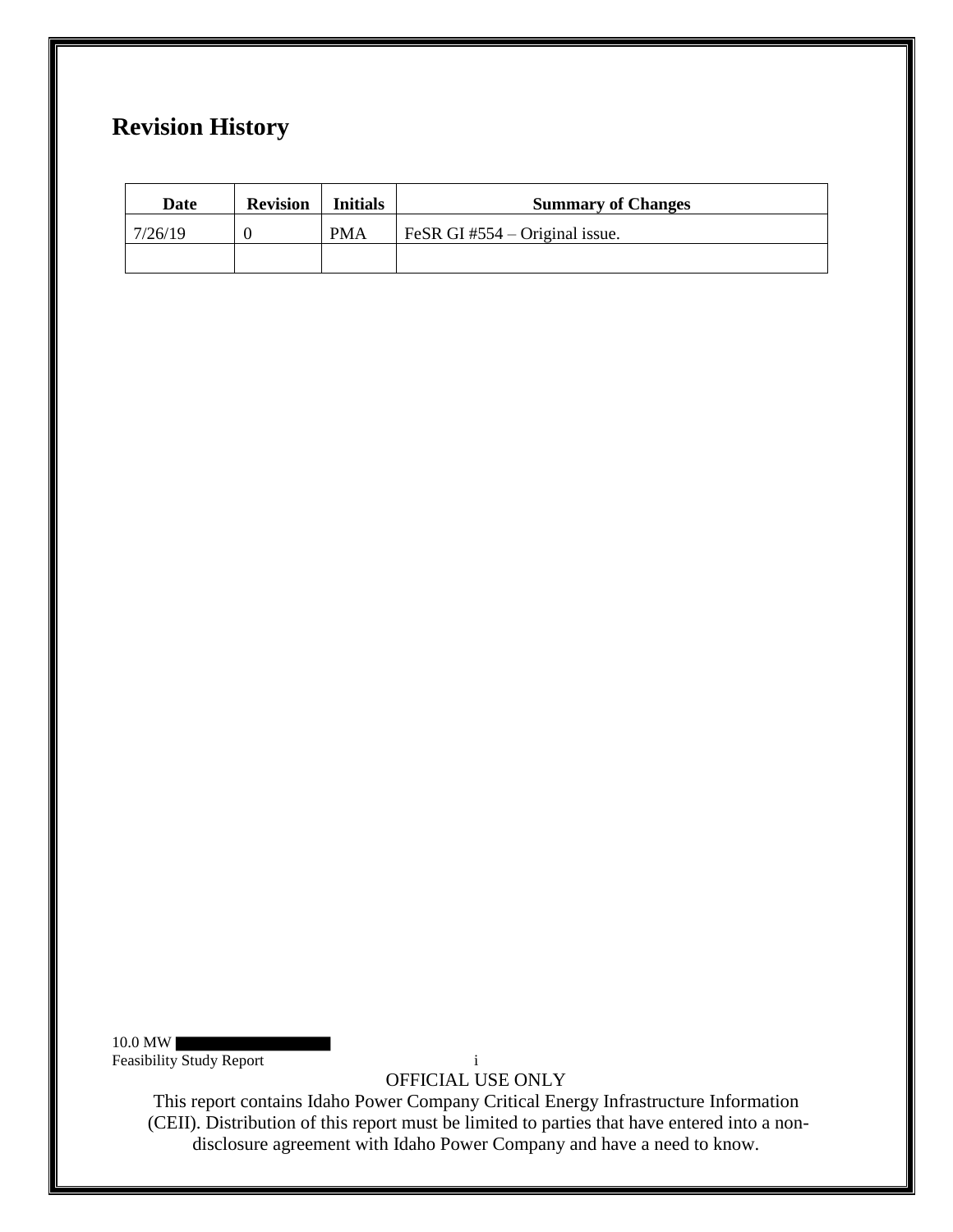# Revision History

| Date | Revision | Initials | Summary of Changes |
|---|---|---|---|
| 7/26/19 | 0 | PMA | FeSR GI #554 – Original issue. |
| | | | |

OFFICIAL USE ONLY

This report contains Idaho Power Company Critical Energy Infrastructure Information (CEII). Distribution of this report must be limited to parties that have entered into a non-disclosure agreement with Idaho Power Company and have a need to know.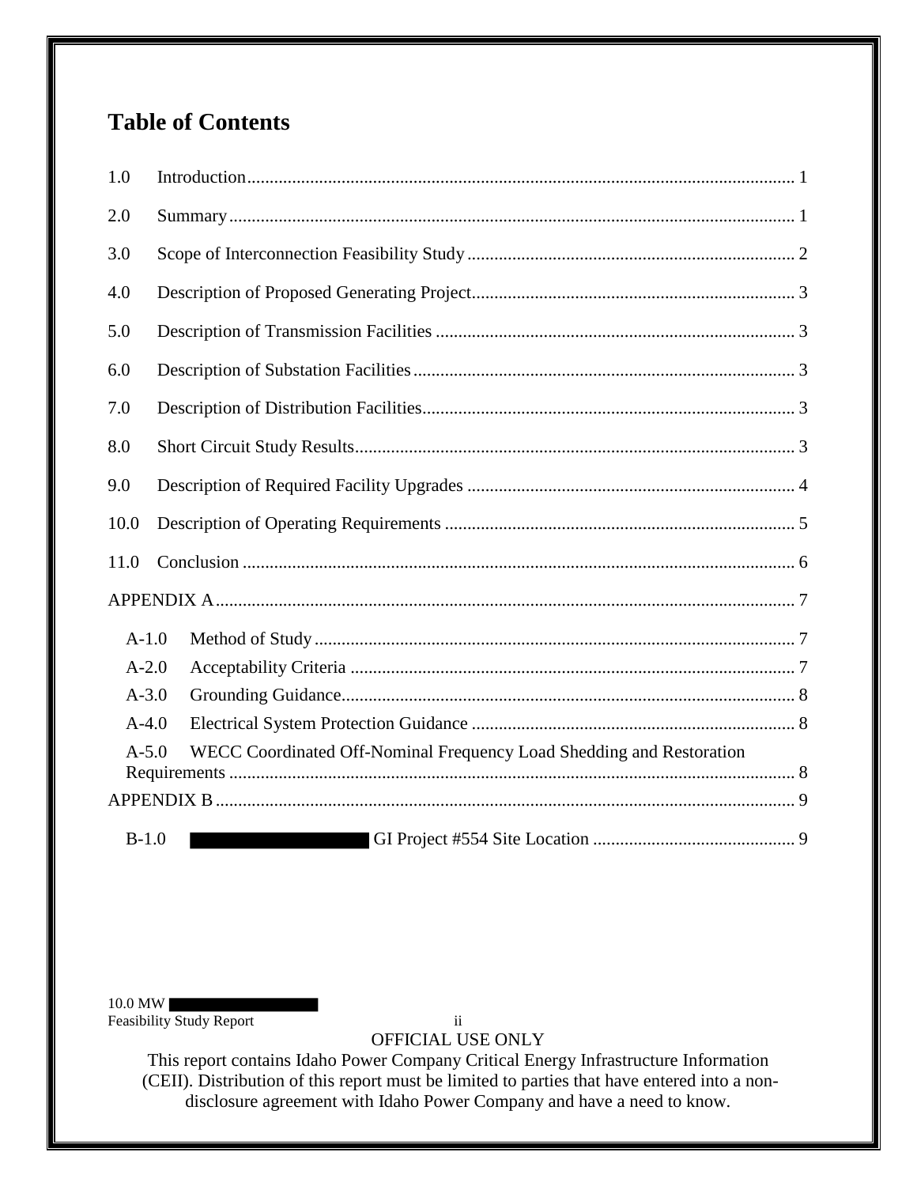# Table of Contents

1.0 Introduction ........................................................................................................................ 1

2.0 Summary ............................................................................................................................ 1

3.0 Scope of Interconnection Feasibility Study ........................................................................ 2

4.0 Description of Proposed Generating Project ....................................................................... 3

5.0 Description of Transmission Facilities ............................................................................... 3

6.0 Description of Substation Facilities .................................................................................... 3

7.0 Description of Distribution Facilities .................................................................................. 3

8.0 Short Circuit Study Results ................................................................................................. 3

9.0 Description of Required Facility Upgrades ........................................................................ 4

10.0 Description of Operating Requirements ............................................................................. 5

11.0 Conclusion .......................................................................................................................... 6

APPENDIX A ................................................................................................................................ 7

- A-1.0 Method of Study .......................................................................................................... 7
- A-2.0 Acceptability Criteria .................................................................................................. 7
- A-3.0 Grounding Guidance .................................................................................................... 8
- A-4.0 Electrical System Protection Guidance ....................................................................... 8
- A-5.0 WECC Coordinated Off-Nominal Frequency Load Shedding and Restoration Requirements ............................................................................................................................. 8

APPENDIX B ................................................................................................................................ 9

- B-1.0 [REDACTED] GI Project #554 Site Location ............................................ 9

OFFICIAL USE ONLY

This report contains Idaho Power Company Critical Energy Infrastructure Information (CEII). Distribution of this report must be limited to parties that have entered into a non-disclosure agreement with Idaho Power Company and have a need to know.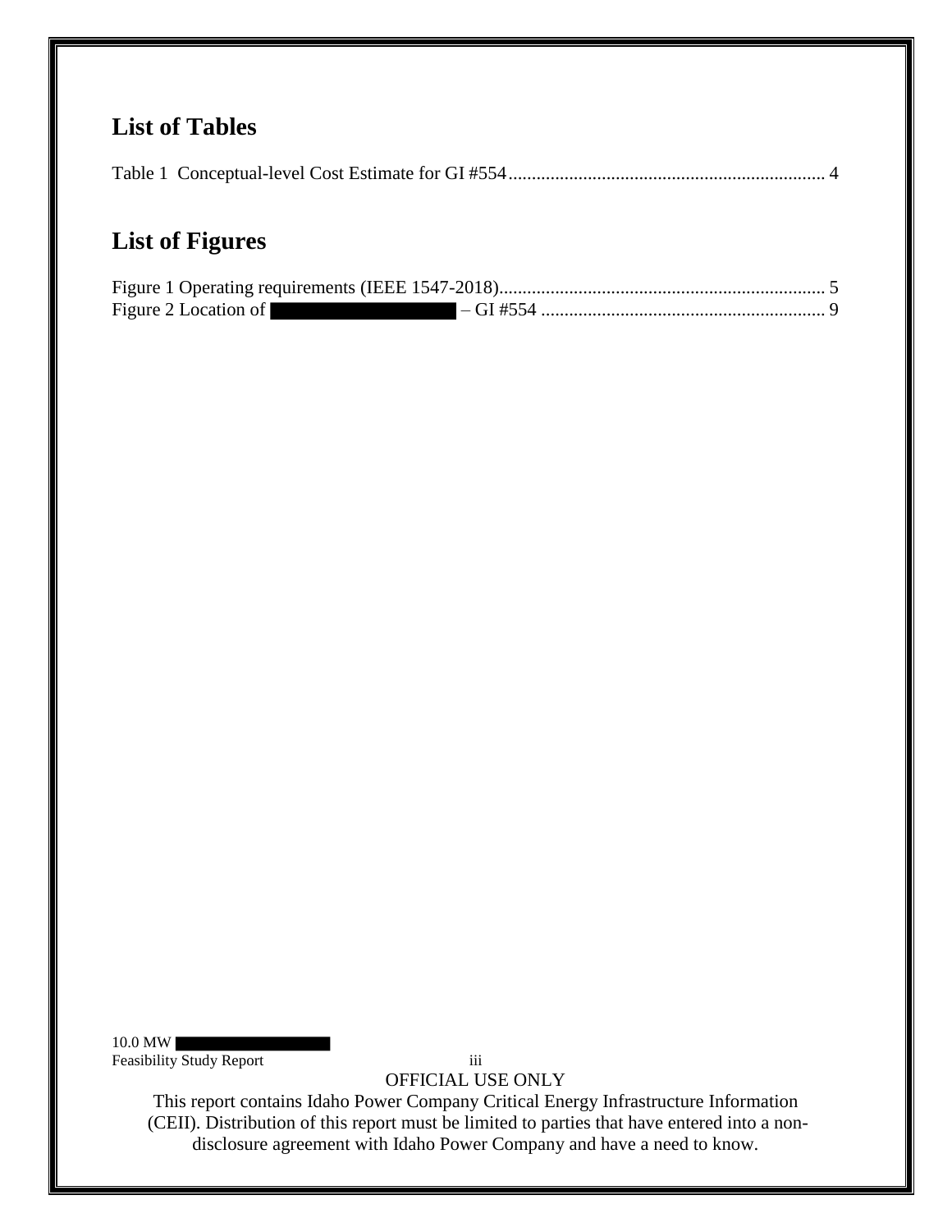## List of Tables

Table 1 Conceptual-level Cost Estimate for GI #554 .................................................................... 4

## List of Figures

Figure 1 Operating requirements (IEEE 1547-2018) ..................................................................... 5
Figure 2 Location of ████████████ – GI #554 ............................................................ 9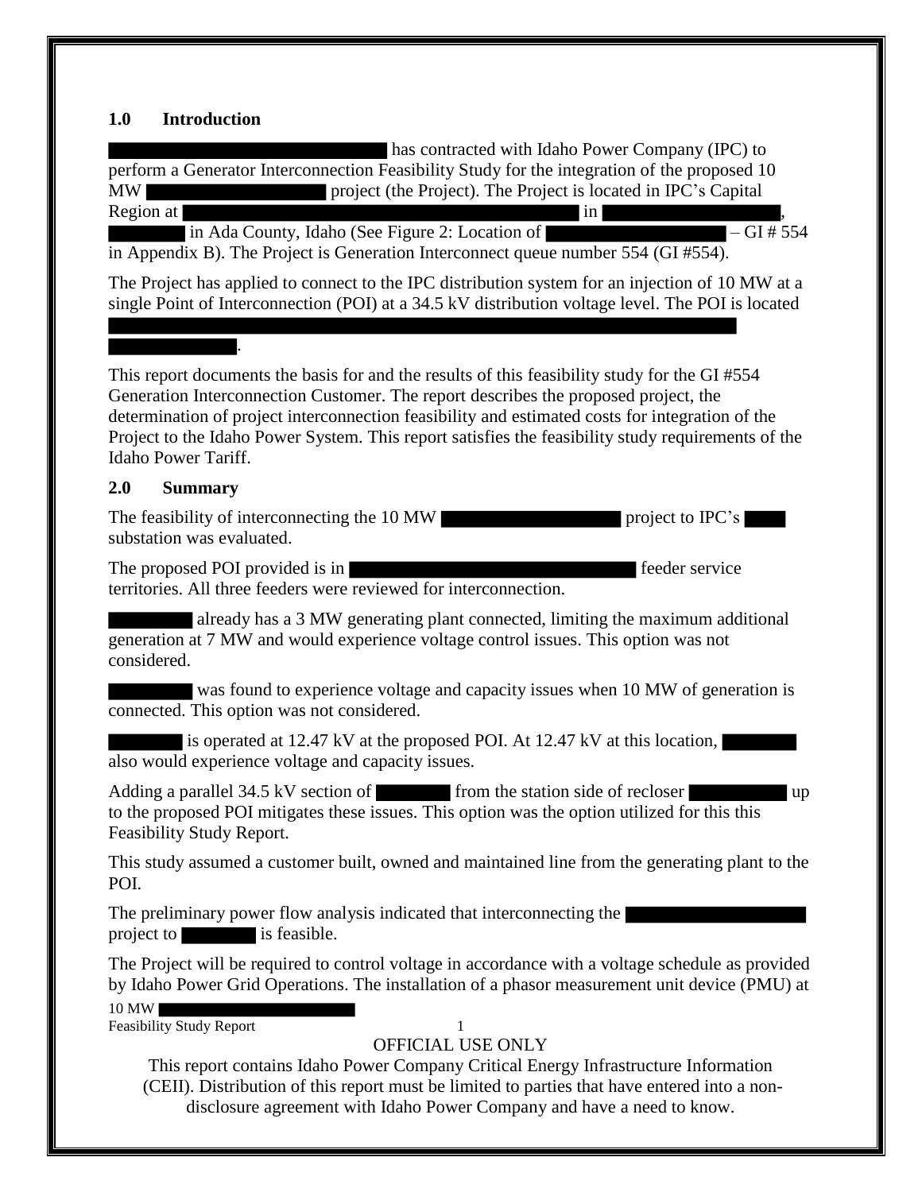## 1.0 Introduction

has contracted with Idaho Power Company (IPC) to perform a Generator Interconnection Feasibility Study for the integration of the proposed 10 MW project (the Project). The Project is located in IPC's Capital Region at in , in Ada County, Idaho (See Figure 2: Location of – GI # 554 in Appendix B). The Project is Generation Interconnect queue number 554 (GI #554).

The Project has applied to connect to the IPC distribution system for an injection of 10 MW at a single Point of Interconnection (POI) at a 34.5 kV distribution voltage level. The POI is located .

This report documents the basis for and the results of this feasibility study for the GI #554 Generation Interconnection Customer. The report describes the proposed project, the determination of project interconnection feasibility and estimated costs for integration of the Project to the Idaho Power System. This report satisfies the feasibility study requirements of the Idaho Power Tariff.

## 2.0 Summary

The feasibility of interconnecting the 10 MW project to IPC's substation was evaluated.

The proposed POI provided is in feeder service territories. All three feeders were reviewed for interconnection.

already has a 3 MW generating plant connected, limiting the maximum additional generation at 7 MW and would experience voltage control issues. This option was not considered.

was found to experience voltage and capacity issues when 10 MW of generation is connected. This option was not considered.

is operated at 12.47 kV at the proposed POI. At 12.47 kV at this location, also would experience voltage and capacity issues.

Adding a parallel 34.5 kV section of from the station side of recloser up to the proposed POI mitigates these issues. This option was the option utilized for this this Feasibility Study Report.

This study assumed a customer built, owned and maintained line from the generating plant to the POI.

The preliminary power flow analysis indicated that interconnecting the project to is feasible.

The Project will be required to control voltage in accordance with a voltage schedule as provided by Idaho Power Grid Operations. The installation of a phasor measurement unit device (PMU) at

OFFICIAL USE ONLY

This report contains Idaho Power Company Critical Energy Infrastructure Information (CEII). Distribution of this report must be limited to parties that have entered into a non-disclosure agreement with Idaho Power Company and have a need to know.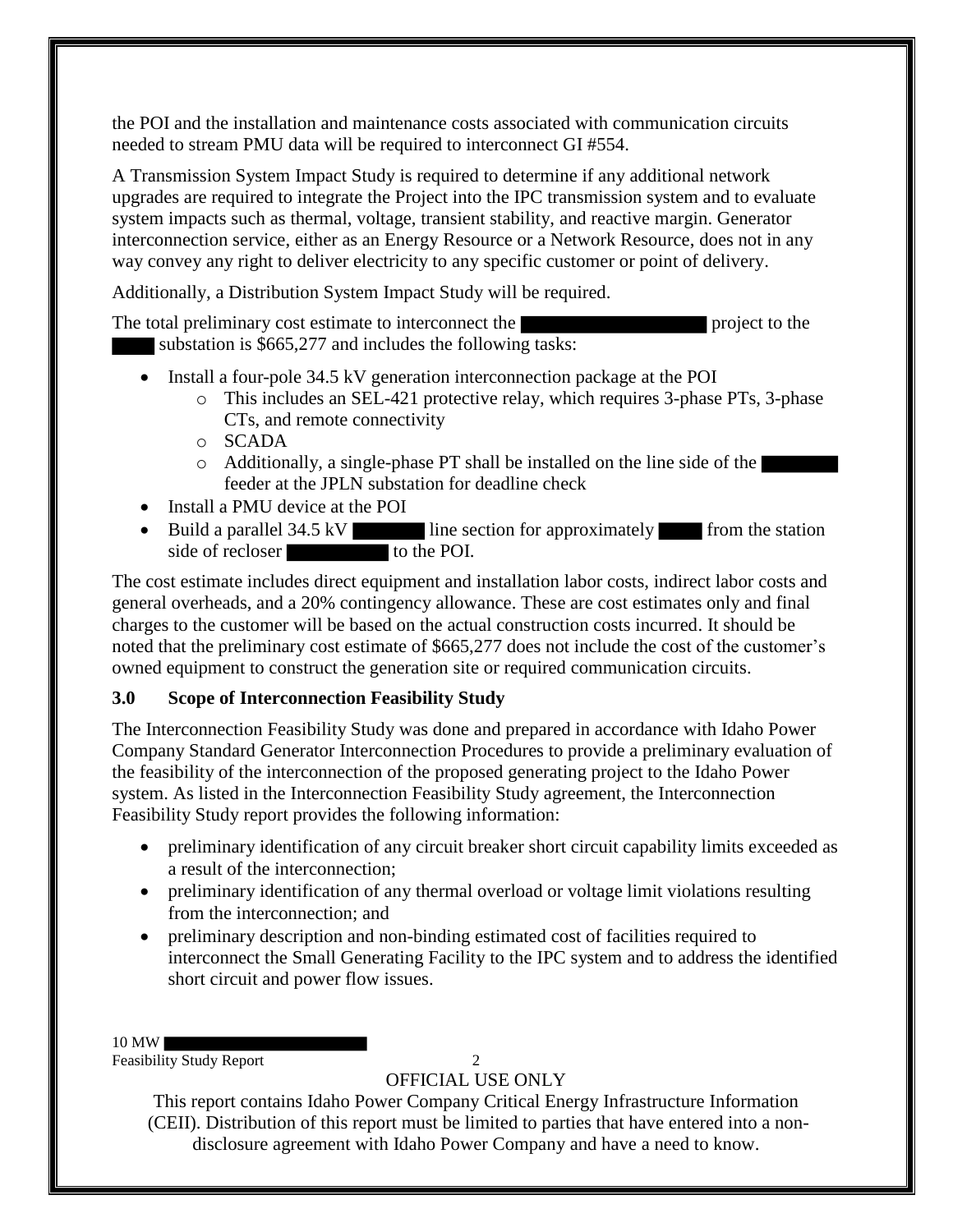the POI and the installation and maintenance costs associated with communication circuits needed to stream PMU data will be required to interconnect GI #554.

A Transmission System Impact Study is required to determine if any additional network upgrades are required to integrate the Project into the IPC transmission system and to evaluate system impacts such as thermal, voltage, transient stability, and reactive margin. Generator interconnection service, either as an Energy Resource or a Network Resource, does not in any way convey any right to deliver electricity to any specific customer or point of delivery.

Additionally, a Distribution System Impact Study will be required.

The total preliminary cost estimate to interconnect the [REDACTED] project to the [REDACTED] substation is $665,277 and includes the following tasks:

- Install a four-pole 34.5 kV generation interconnection package at the POI
  - This includes an SEL-421 protective relay, which requires 3-phase PTs, 3-phase CTs, and remote connectivity
  - SCADA
  - Additionally, a single-phase PT shall be installed on the line side of the [REDACTED] feeder at the JPLN substation for deadline check
- Install a PMU device at the POI
- Build a parallel 34.5 kV [REDACTED] line section for approximately [REDACTED] from the station side of recloser [REDACTED] to the POI.

The cost estimate includes direct equipment and installation labor costs, indirect labor costs and general overheads, and a 20% contingency allowance. These are cost estimates only and final charges to the customer will be based on the actual construction costs incurred. It should be noted that the preliminary cost estimate of $665,277 does not include the cost of the customer's owned equipment to construct the generation site or required communication circuits.

### 3.0 Scope of Interconnection Feasibility Study

The Interconnection Feasibility Study was done and prepared in accordance with Idaho Power Company Standard Generator Interconnection Procedures to provide a preliminary evaluation of the feasibility of the interconnection of the proposed generating project to the Idaho Power system. As listed in the Interconnection Feasibility Study agreement, the Interconnection Feasibility Study report provides the following information:

- preliminary identification of any circuit breaker short circuit capability limits exceeded as a result of the interconnection;
- preliminary identification of any thermal overload or voltage limit violations resulting from the interconnection; and
- preliminary description and non-binding estimated cost of facilities required to interconnect the Small Generating Facility to the IPC system and to address the identified short circuit and power flow issues.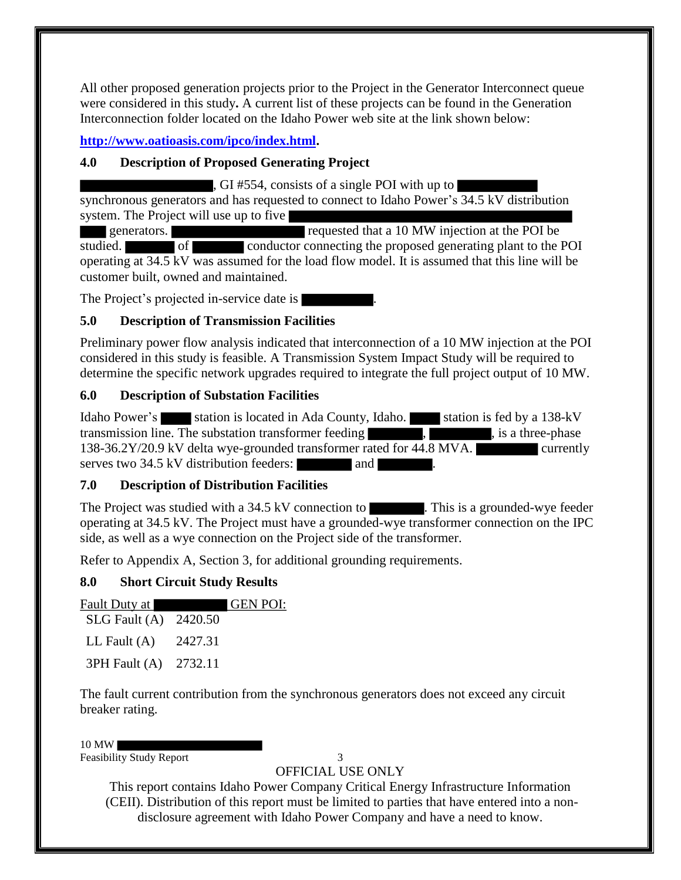All other proposed generation projects prior to the Project in the Generator Interconnect queue were considered in this study**.** A current list of these projects can be found in the Generation Interconnection folder located on the Idaho Power web site at the link shown below:

**[http://www.oatioasis.com/ipco/index.html](http://www.oatioasis.com/ipco/index.html).**

### 4.0 Description of Proposed Generating Project

██████████, GI #554, consists of a single POI with up to ██████ synchronous generators and has requested to connect to Idaho Power's 34.5 kV distribution system. The Project will use up to five ██████████ generators. ██████████ requested that a 10 MW injection at the POI be studied. ████ of ████ conductor connecting the proposed generating plant to the POI operating at 34.5 kV was assumed for the load flow model. It is assumed that this line will be customer built, owned and maintained.

The Project's projected in-service date is ██████.

### 5.0 Description of Transmission Facilities

Preliminary power flow analysis indicated that interconnection of a 10 MW injection at the POI considered in this study is feasible. A Transmission System Impact Study will be required to determine the specific network upgrades required to integrate the full project output of 10 MW.

### 6.0 Description of Substation Facilities

Idaho Power's ███ station is located in Ada County, Idaho. ███ station is fed by a 138-kV transmission line. The substation transformer feeding █████, █████, is a three-phase 138-36.2Y/20.9 kV delta wye-grounded transformer rated for 44.8 MVA. █████ currently serves two 34.5 kV distribution feeders: █████ and █████.

### 7.0 Description of Distribution Facilities

The Project was studied with a 34.5 kV connection to █████. This is a grounded-wye feeder operating at 34.5 kV. The Project must have a grounded-wye transformer connection on the IPC side, as well as a wye connection on the Project side of the transformer.

Refer to Appendix A, Section 3, for additional grounding requirements.

### 8.0 Short Circuit Study Results

Fault Duty at ██████ GEN POI:

| | |
|---|---|
| SLG Fault (A) | 2420.50 |
| LL Fault (A) | 2427.31 |
| 3PH Fault (A) | 2732.11 |

The fault current contribution from the synchronous generators does not exceed any circuit breaker rating.

OFFICIAL USE ONLY

This report contains Idaho Power Company Critical Energy Infrastructure Information (CEII). Distribution of this report must be limited to parties that have entered into a non-disclosure agreement with Idaho Power Company and have a need to know.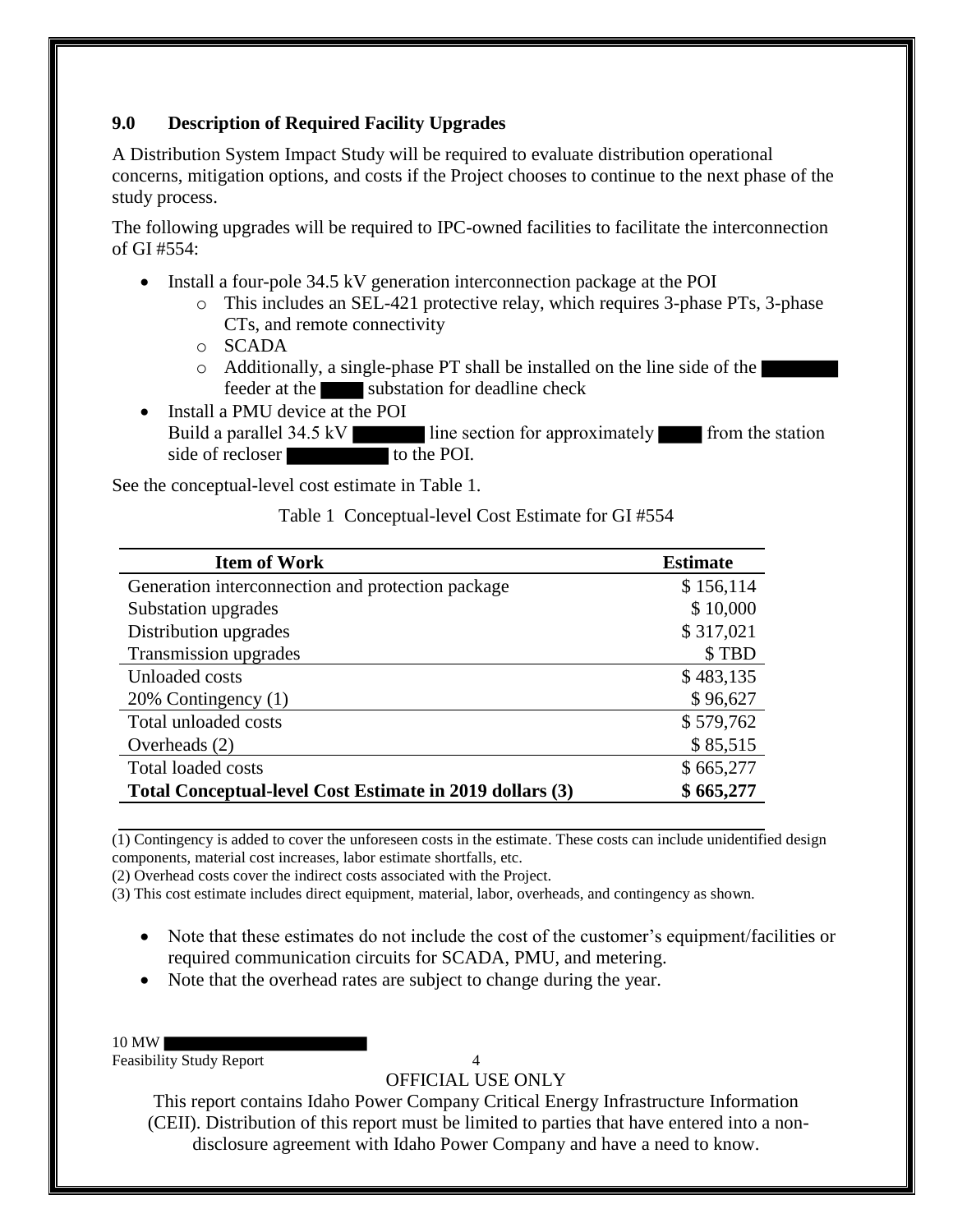## 9.0 Description of Required Facility Upgrades

A Distribution System Impact Study will be required to evaluate distribution operational concerns, mitigation options, and costs if the Project chooses to continue to the next phase of the study process.

The following upgrades will be required to IPC-owned facilities to facilitate the interconnection of GI #554:

- Install a four-pole 34.5 kV generation interconnection package at the POI
  - This includes an SEL-421 protective relay, which requires 3-phase PTs, 3-phase CTs, and remote connectivity
  - SCADA
  - Additionally, a single-phase PT shall be installed on the line side of the feeder at the substation for deadline check
- Install a PMU device at the POI
  Build a parallel 34.5 kV line section for approximately from the station side of recloser to the POI.

See the conceptual-level cost estimate in Table 1.

Table 1 Conceptual-level Cost Estimate for GI #554

| Item of Work | Estimate |
|---|---|
| Generation interconnection and protection package | $ 156,114 |
| Substation upgrades | $ 10,000 |
| Distribution upgrades | $ 317,021 |
| Transmission upgrades | $ TBD |
| Unloaded costs | $ 483,135 |
| 20% Contingency (1) | $ 96,627 |
| Total unloaded costs | $ 579,762 |
| Overheads (2) | $ 85,515 |
| Total loaded costs | $ 665,277 |
| **Total Conceptual-level Cost Estimate in 2019 dollars (3)** | **$ 665,277** |

(1) Contingency is added to cover the unforeseen costs in the estimate. These costs can include unidentified design components, material cost increases, labor estimate shortfalls, etc.
(2) Overhead costs cover the indirect costs associated with the Project.
(3) This cost estimate includes direct equipment, material, labor, overheads, and contingency as shown.

- Note that these estimates do not include the cost of the customer's equipment/facilities or required communication circuits for SCADA, PMU, and metering.
- Note that the overhead rates are subject to change during the year.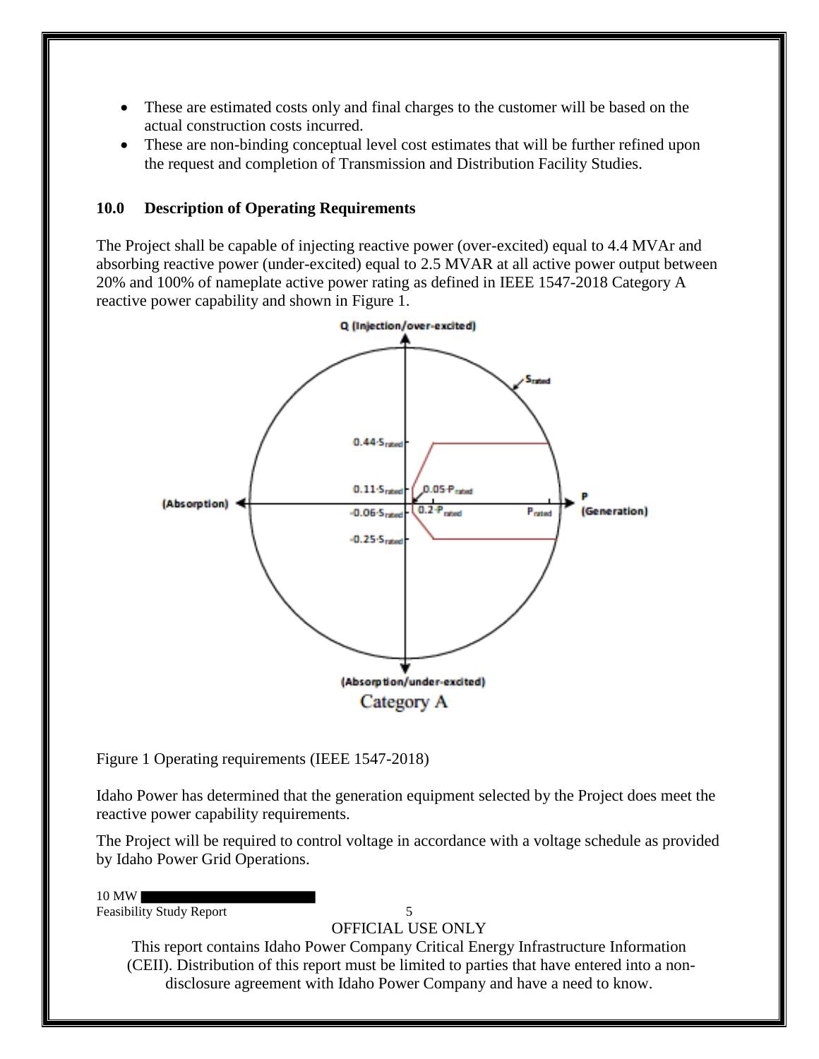- These are estimated costs only and final charges to the customer will be based on the actual construction costs incurred.
- These are non-binding conceptual level cost estimates that will be further refined upon the request and completion of Transmission and Distribution Facility Studies.

## 10.0 Description of Operating Requirements

The Project shall be capable of injecting reactive power (over-excited) equal to 4.4 MVAr and absorbing reactive power (under-excited) equal to 2.5 MVAR at all active power output between 20% and 100% of nameplate active power rating as defined in IEEE 1547-2018 Category A reactive power capability and shown in Figure 1.

Figure 1 Operating requirements (IEEE 1547-2018)

Idaho Power has determined that the generation equipment selected by the Project does meet the reactive power capability requirements.

The Project will be required to control voltage in accordance with a voltage schedule as provided by Idaho Power Grid Operations.

OFFICIAL USE ONLY
This report contains Idaho Power Company Critical Energy Infrastructure Information (CEII). Distribution of this report must be limited to parties that have entered into a non-disclosure agreement with Idaho Power Company and have a need to know.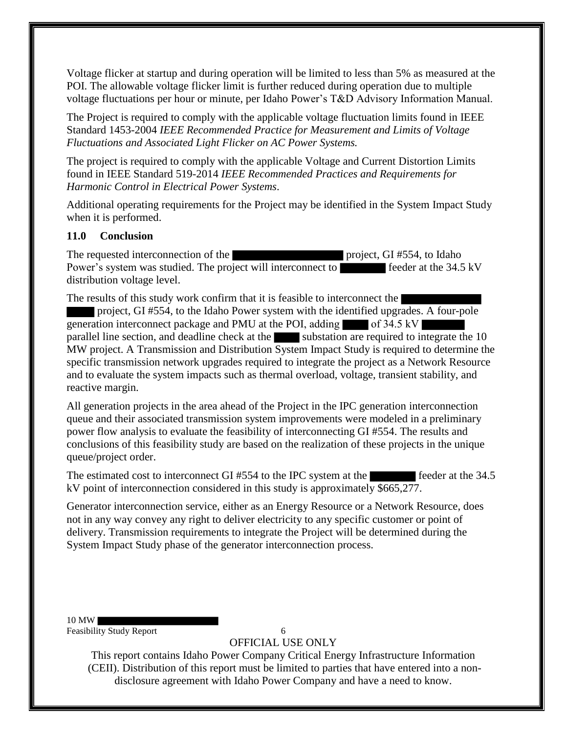Voltage flicker at startup and during operation will be limited to less than 5% as measured at the POI. The allowable voltage flicker limit is further reduced during operation due to multiple voltage fluctuations per hour or minute, per Idaho Power's T&D Advisory Information Manual.

The Project is required to comply with the applicable voltage fluctuation limits found in IEEE Standard 1453-2004 *IEEE Recommended Practice for Measurement and Limits of Voltage Fluctuations and Associated Light Flicker on AC Power Systems.*

The project is required to comply with the applicable Voltage and Current Distortion Limits found in IEEE Standard 519-2014 *IEEE Recommended Practices and Requirements for Harmonic Control in Electrical Power Systems*.

Additional operating requirements for the Project may be identified in the System Impact Study when it is performed.

### 11.0 Conclusion

The requested interconnection of the ██████████ project, GI #554, to Idaho Power's system was studied. The project will interconnect to ████ feeder at the 34.5 kV distribution voltage level.

The results of this study work confirm that it is feasible to interconnect the ████████ project, GI #554, to the Idaho Power system with the identified upgrades. A four-pole generation interconnect package and PMU at the POI, adding ███ of 34.5 kV ████ parallel line section, and deadline check at the ███ substation are required to integrate the 10 MW project. A Transmission and Distribution System Impact Study is required to determine the specific transmission network upgrades required to integrate the project as a Network Resource and to evaluate the system impacts such as thermal overload, voltage, transient stability, and reactive margin.

All generation projects in the area ahead of the Project in the IPC generation interconnection queue and their associated transmission system improvements were modeled in a preliminary power flow analysis to evaluate the feasibility of interconnecting GI #554. The results and conclusions of this feasibility study are based on the realization of these projects in the unique queue/project order.

The estimated cost to interconnect GI #554 to the IPC system at the ████ feeder at the 34.5 kV point of interconnection considered in this study is approximately $665,277.

Generator interconnection service, either as an Energy Resource or a Network Resource, does not in any way convey any right to deliver electricity to any specific customer or point of delivery. Transmission requirements to integrate the Project will be determined during the System Impact Study phase of the generator interconnection process.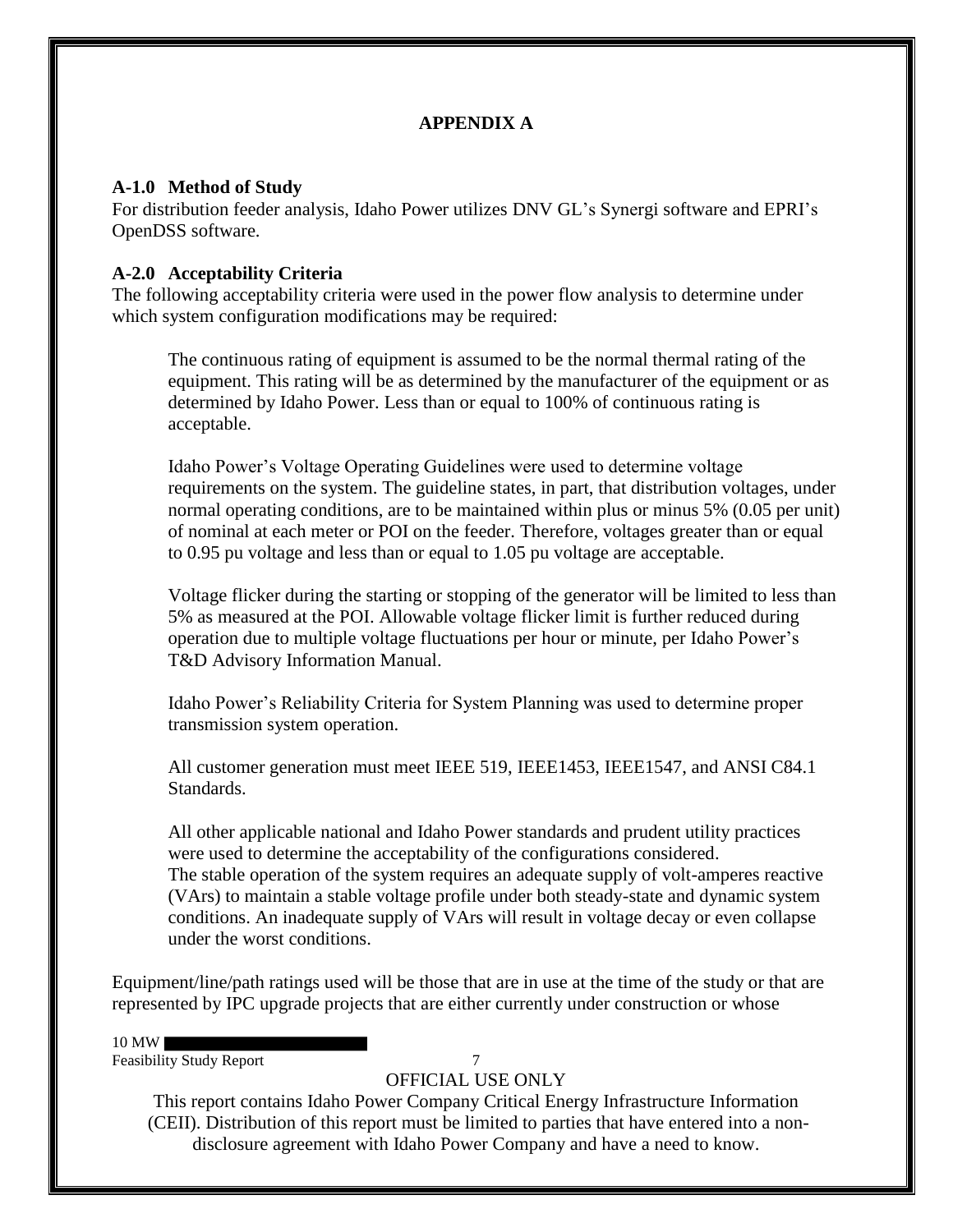# APPENDIX A

### A-1.0 Method of Study

For distribution feeder analysis, Idaho Power utilizes DNV GL's Synergi software and EPRI's OpenDSS software.

### A-2.0 Acceptability Criteria

The following acceptability criteria were used in the power flow analysis to determine under which system configuration modifications may be required:

The continuous rating of equipment is assumed to be the normal thermal rating of the equipment. This rating will be as determined by the manufacturer of the equipment or as determined by Idaho Power. Less than or equal to 100% of continuous rating is acceptable.

Idaho Power's Voltage Operating Guidelines were used to determine voltage requirements on the system. The guideline states, in part, that distribution voltages, under normal operating conditions, are to be maintained within plus or minus 5% (0.05 per unit) of nominal at each meter or POI on the feeder. Therefore, voltages greater than or equal to 0.95 pu voltage and less than or equal to 1.05 pu voltage are acceptable.

Voltage flicker during the starting or stopping of the generator will be limited to less than 5% as measured at the POI. Allowable voltage flicker limit is further reduced during operation due to multiple voltage fluctuations per hour or minute, per Idaho Power's T&D Advisory Information Manual.

Idaho Power's Reliability Criteria for System Planning was used to determine proper transmission system operation.

All customer generation must meet IEEE 519, IEEE1453, IEEE1547, and ANSI C84.1 Standards.

All other applicable national and Idaho Power standards and prudent utility practices were used to determine the acceptability of the configurations considered.
The stable operation of the system requires an adequate supply of volt-amperes reactive (VArs) to maintain a stable voltage profile under both steady-state and dynamic system conditions. An inadequate supply of VArs will result in voltage decay or even collapse under the worst conditions.

Equipment/line/path ratings used will be those that are in use at the time of the study or that are represented by IPC upgrade projects that are either currently under construction or whose

OFFICIAL USE ONLY

This report contains Idaho Power Company Critical Energy Infrastructure Information (CEII). Distribution of this report must be limited to parties that have entered into a non-disclosure agreement with Idaho Power Company and have a need to know.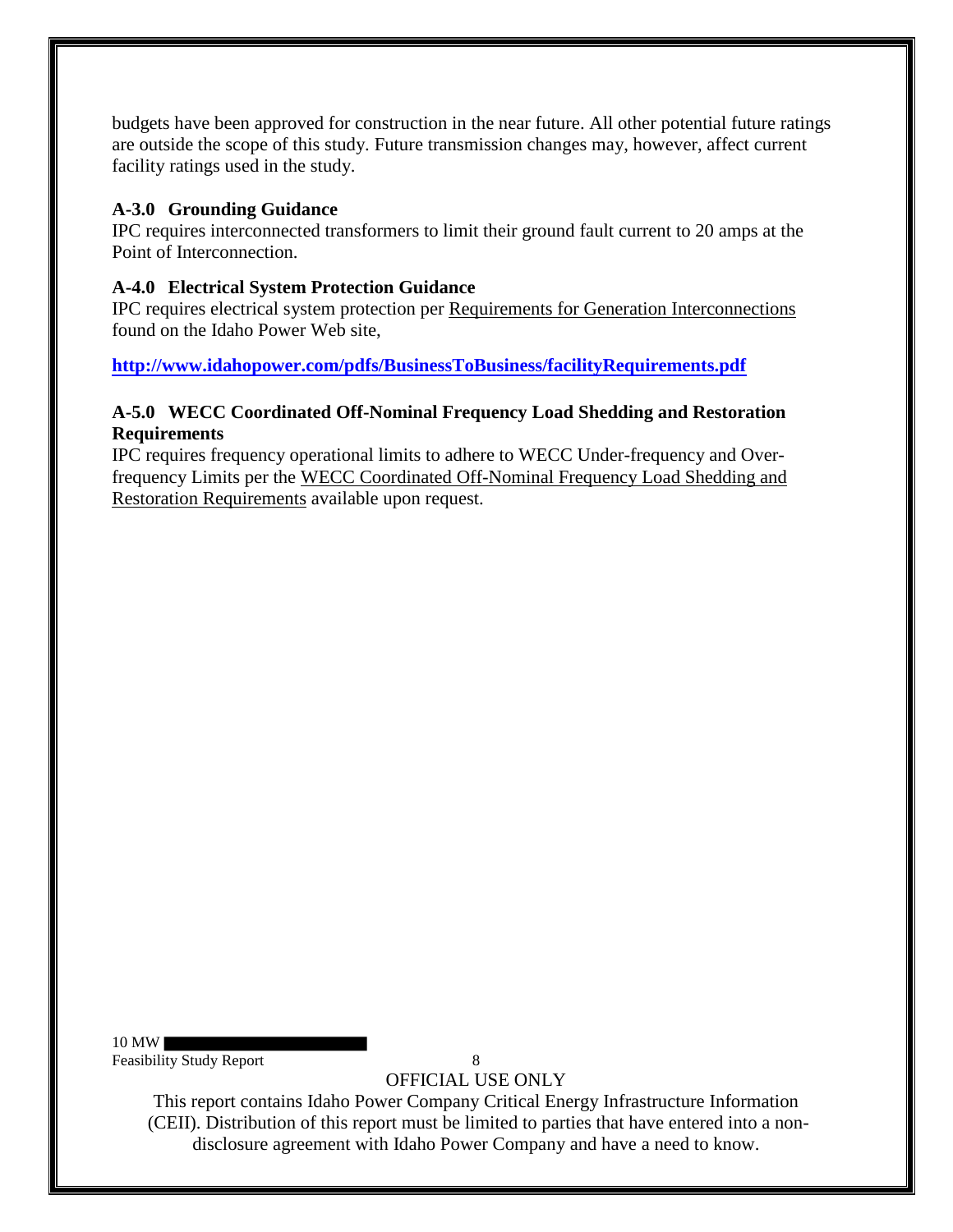budgets have been approved for construction in the near future. All other potential future ratings are outside the scope of this study. Future transmission changes may, however, affect current facility ratings used in the study.

### A-3.0 Grounding Guidance

IPC requires interconnected transformers to limit their ground fault current to 20 amps at the Point of Interconnection.

### A-4.0 Electrical System Protection Guidance

IPC requires electrical system protection per Requirements for Generation Interconnections found on the Idaho Power Web site,

**http://www.idahopower.com/pdfs/BusinessToBusiness/facilityRequirements.pdf**

### A-5.0 WECC Coordinated Off-Nominal Frequency Load Shedding and Restoration Requirements

IPC requires frequency operational limits to adhere to WECC Under-frequency and Over-frequency Limits per the WECC Coordinated Off-Nominal Frequency Load Shedding and Restoration Requirements available upon request.

OFFICIAL USE ONLY

This report contains Idaho Power Company Critical Energy Infrastructure Information (CEII). Distribution of this report must be limited to parties that have entered into a non-disclosure agreement with Idaho Power Company and have a need to know.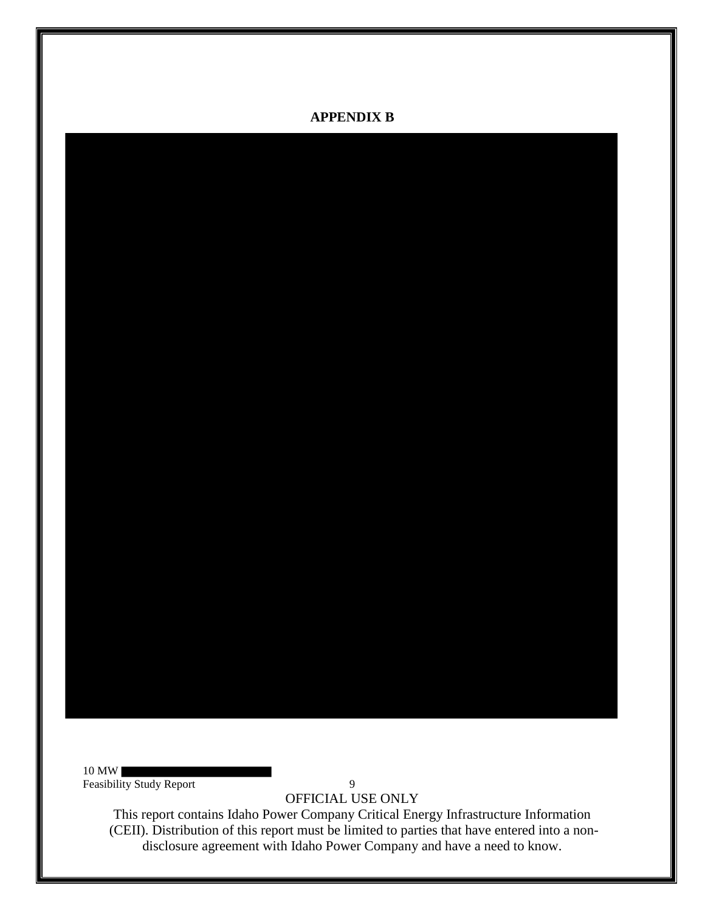**APPENDIX B**

OFFICIAL USE ONLY

This report contains Idaho Power Company Critical Energy Infrastructure Information (CEII). Distribution of this report must be limited to parties that have entered into a non-disclosure agreement with Idaho Power Company and have a need to know.